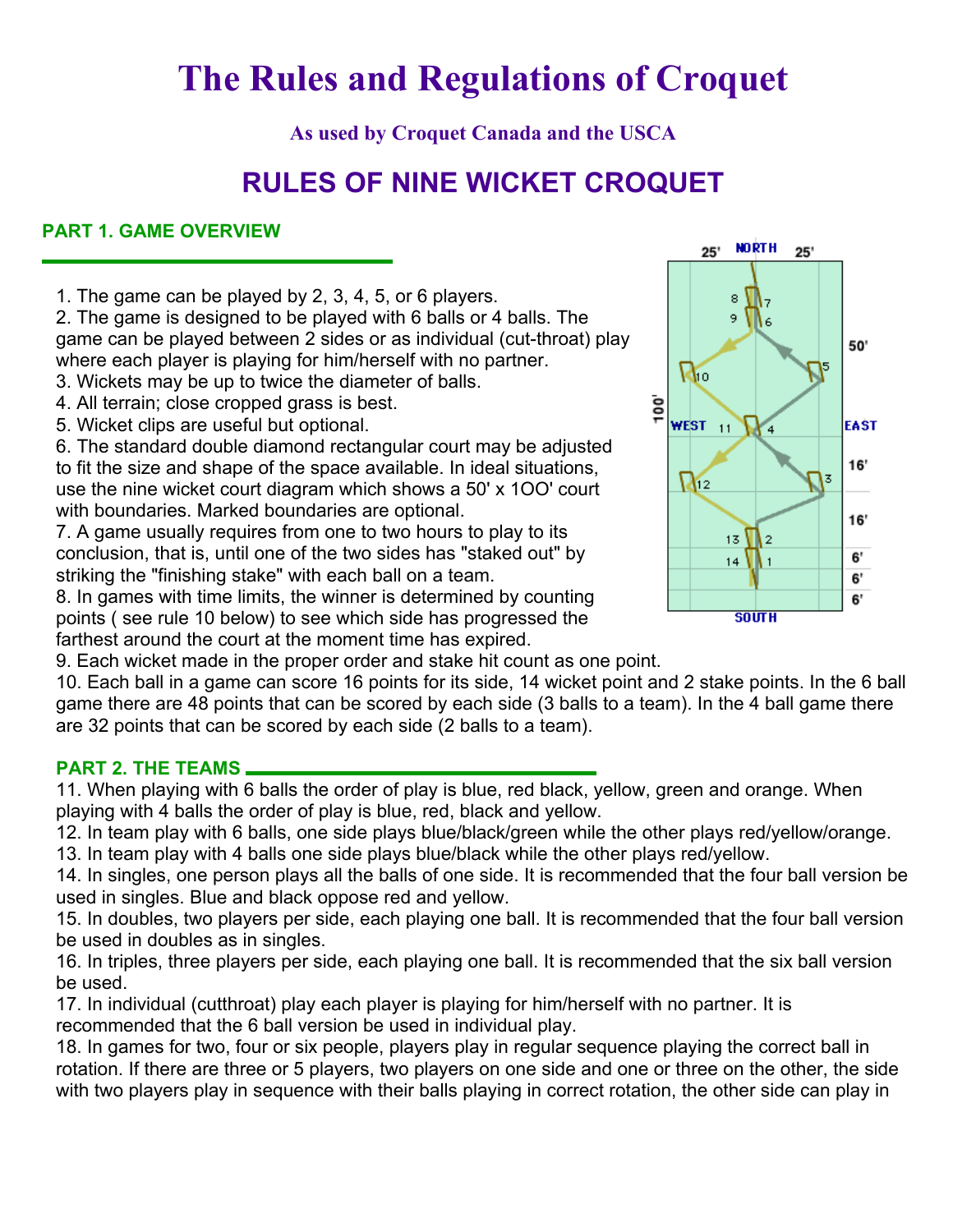# The Rules and Regulations of Croquet

### As used by Croquet Canada and the USCA

## RULES OF NINE WICKET CROQUET

### PART 1. GAME OVERVIEW

1. The game can be played by 2, 3, 4, 5, or 6 players.
2. The game is designed to be played with 6 balls or 4 balls. The game can be played between 2 sides or as individual (cut-throat) play where each player is playing for him/herself with no partner.
3. Wickets may be up to twice the diameter of balls.
4. All terrain; close cropped grass is best.
5. Wicket clips are useful but optional.
6. The standard double diamond rectangular court may be adjusted to fit the size and shape of the space available. In ideal situations, use the nine wicket court diagram which shows a 50' x 1OO' court with boundaries. Marked boundaries are optional.
7. A game usually requires from one to two hours to play to its conclusion, that is, until one of the two sides has "staked out" by striking the "finishing stake" with each ball on a team.
8. In games with time limits, the winner is determined by counting points ( see rule 10 below) to see which side has progressed the farthest around the court at the moment time has expired.
9. Each wicket made in the proper order and stake hit count as one point.
10. Each ball in a game can score 16 points for its side, 14 wicket point and 2 stake points. In the 6 ball game there are 48 points that can be scored by each side (3 balls to a team). In the 4 ball game there are 32 points that can be scored by each side (2 balls to a team).

### PART 2. THE TEAMS

11. When playing with 6 balls the order of play is blue, red black, yellow, green and orange. When playing with 4 balls the order of play is blue, red, black and yellow.
12. In team play with 6 balls, one side plays blue/black/green while the other plays red/yellow/orange.
13. In team play with 4 balls one side plays blue/black while the other plays red/yellow.
14. In singles, one person plays all the balls of one side. It is recommended that the four ball version be used in singles. Blue and black oppose red and yellow.
15. In doubles, two players per side, each playing one ball. It is recommended that the four ball version be used in doubles as in singles.
16. In triples, three players per side, each playing one ball. It is recommended that the six ball version be used.
17. In individual (cutthroat) play each player is playing for him/herself with no partner. It is recommended that the 6 ball version be used in individual play.
18. In games for two, four or six people, players play in regular sequence playing the correct ball in rotation. If there are three or 5 players, two players on one side and one or three on the other, the side with two players play in sequence with their balls playing in correct rotation, the other side can play in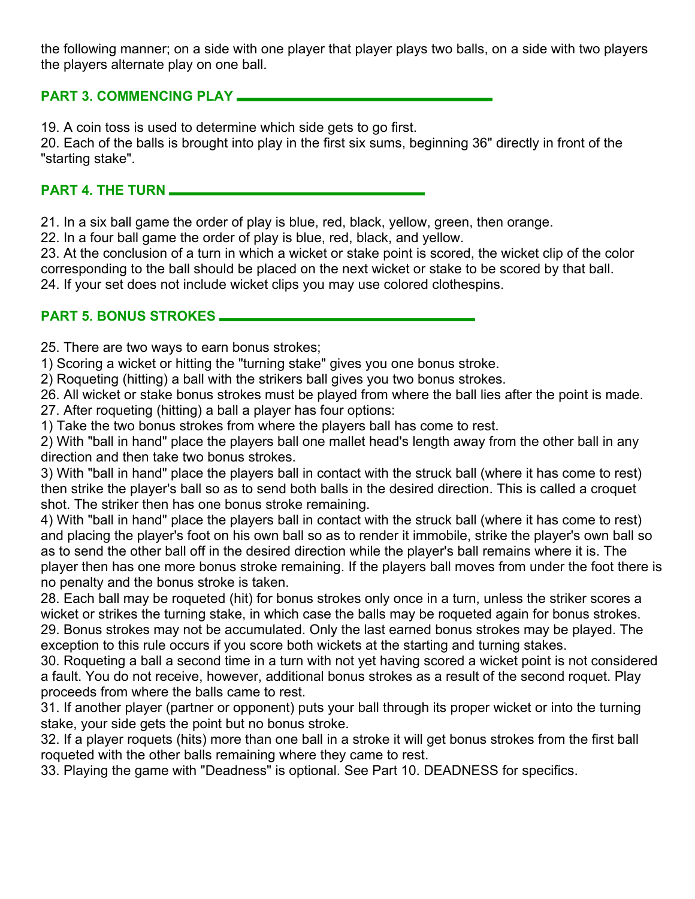the following manner; on a side with one player that player plays two balls, on a side with two players the players alternate play on one ball.

## PART 3. COMMENCING PLAY

19. A coin toss is used to determine which side gets to go first.
20. Each of the balls is brought into play in the first six sums, beginning 36" directly in front of the "starting stake".

## PART 4. THE TURN

21. In a six ball game the order of play is blue, red, black, yellow, green, then orange.
22. In a four ball game the order of play is blue, red, black, and yellow.
23. At the conclusion of a turn in which a wicket or stake point is scored, the wicket clip of the color corresponding to the ball should be placed on the next wicket or stake to be scored by that ball.
24. If your set does not include wicket clips you may use colored clothespins.

## PART 5. BONUS STROKES

25. There are two ways to earn bonus strokes;
1) Scoring a wicket or hitting the "turning stake" gives you one bonus stroke.
2) Roqueting (hitting) a ball with the strikers ball gives you two bonus strokes.
26. All wicket or stake bonus strokes must be played from where the ball lies after the point is made.
27. After roqueting (hitting) a ball a player has four options:
1) Take the two bonus strokes from where the players ball has come to rest.
2) With "ball in hand" place the players ball one mallet head's length away from the other ball in any direction and then take two bonus strokes.
3) With "ball in hand" place the players ball in contact with the struck ball (where it has come to rest) then strike the player's ball so as to send both balls in the desired direction. This is called a croquet shot. The striker then has one bonus stroke remaining.
4) With "ball in hand" place the players ball in contact with the struck ball (where it has come to rest) and placing the player's foot on his own ball so as to render it immobile, strike the player's own ball so as to send the other ball off in the desired direction while the player's ball remains where it is. The player then has one more bonus stroke remaining. If the players ball moves from under the foot there is no penalty and the bonus stroke is taken.
28. Each ball may be roqueted (hit) for bonus strokes only once in a turn, unless the striker scores a wicket or strikes the turning stake, in which case the balls may be roqueted again for bonus strokes.
29. Bonus strokes may not be accumulated. Only the last earned bonus strokes may be played. The exception to this rule occurs if you score both wickets at the starting and turning stakes.
30. Roqueting a ball a second time in a turn with not yet having scored a wicket point is not considered a fault. You do not receive, however, additional bonus strokes as a result of the second roquet. Play proceeds from where the balls came to rest.
31. If another player (partner or opponent) puts your ball through its proper wicket or into the turning stake, your side gets the point but no bonus stroke.
32. If a player roquets (hits) more than one ball in a stroke it will get bonus strokes from the first ball roqueted with the other balls remaining where they came to rest.
33. Playing the game with "Deadness" is optional. See Part 10. DEADNESS for specifics.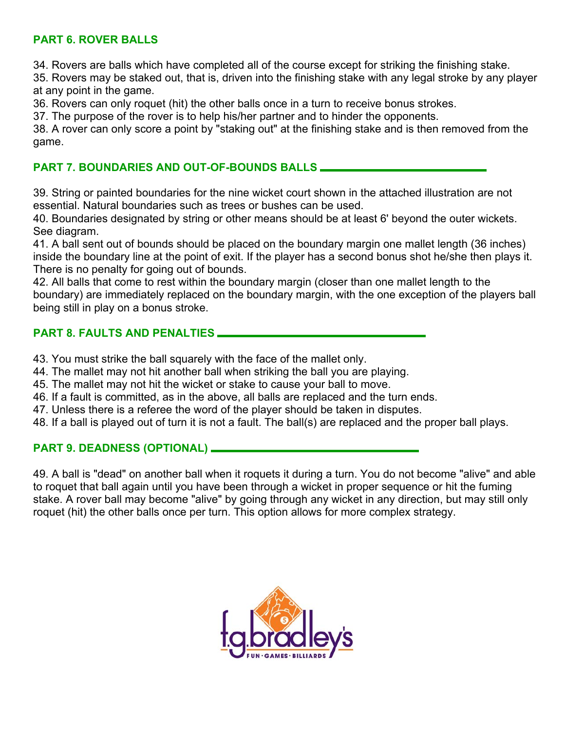## PART 6. ROVER BALLS

34. Rovers are balls which have completed all of the course except for striking the finishing stake.
35. Rovers may be staked out, that is, driven into the finishing stake with any legal stroke by any player at any point in the game.
36. Rovers can only roquet (hit) the other balls once in a turn to receive bonus strokes.
37. The purpose of the rover is to help his/her partner and to hinder the opponents.
38. A rover can only score a point by "staking out" at the finishing stake and is then removed from the game.

## PART 7. BOUNDARIES AND OUT-OF-BOUNDS BALLS

39. String or painted boundaries for the nine wicket court shown in the attached illustration are not essential. Natural boundaries such as trees or bushes can be used.
40. Boundaries designated by string or other means should be at least 6' beyond the outer wickets. See diagram.
41. A ball sent out of bounds should be placed on the boundary margin one mallet length (36 inches) inside the boundary line at the point of exit. If the player has a second bonus shot he/she then plays it. There is no penalty for going out of bounds.
42. All balls that come to rest within the boundary margin (closer than one mallet length to the boundary) are immediately replaced on the boundary margin, with the one exception of the players ball being still in play on a bonus stroke.

## PART 8. FAULTS AND PENALTIES

43. You must strike the ball squarely with the face of the mallet only.
44. The mallet may not hit another ball when striking the ball you are playing.
45. The mallet may not hit the wicket or stake to cause your ball to move.
46. If a fault is committed, as in the above, all balls are replaced and the turn ends.
47. Unless there is a referee the word of the player should be taken in disputes.
48. If a ball is played out of turn it is not a fault. The ball(s) are replaced and the proper ball plays.

## PART 9. DEADNESS (OPTIONAL)

49. A ball is "dead" on another ball when it roquets it during a turn. You do not become "alive" and able to roquet that ball again until you have been through a wicket in proper sequence or hit the fuming stake. A rover ball may become "alive" by going through any wicket in any direction, but may still only roquet (hit) the other balls once per turn. This option allows for more complex strategy.

f.g.bradley's
FUN · GAMES · BILLIARDS